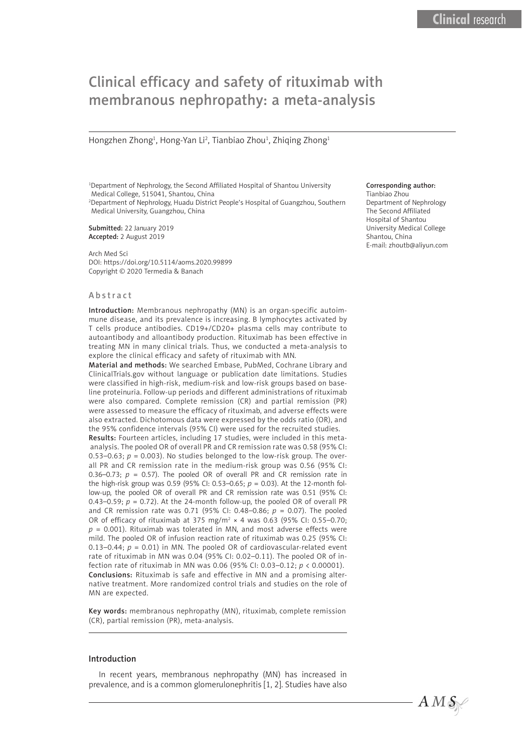# Clinical efficacy and safety of rituximab with membranous nephropathy: a meta-analysis

Hongzhen Zhong[1], Hong-Yan Li[2], Tianbiao Zhou[1], Zhiqing Zhong[1]

[1]Department of Nephrology, the Second Affiliated Hospital of Shantou University Medical College, 515041, Shantou, China
[2]Department of Nephrology, Huadu District People's Hospital of Guangzhou, Southern Medical University, Guangzhou, China

**Submitted:** 22 January 2019
**Accepted:** 2 August 2019

Arch Med Sci
DOI: https://doi.org/10.5114/aoms.2020.99899
Copyright © 2020 Termedia & Banach

**Corresponding author:**
Tianbiao Zhou
Department of Nephrology
The Second Affiliated Hospital of Shantou University Medical College
Shantou, China
E-mail: zhoutb@aliyun.com

## Abstract

**Introduction:** Membranous nephropathy (MN) is an organ-specific autoimmune disease, and its prevalence is increasing. B lymphocytes activated by T cells produce antibodies. CD19+/CD20+ plasma cells may contribute to autoantibody and alloantibody production. Rituximab has been effective in treating MN in many clinical trials. Thus, we conducted a meta-analysis to explore the clinical efficacy and safety of rituximab with MN.

**Material and methods:** We searched Embase, PubMed, Cochrane Library and ClinicalTrials.gov without language or publication date limitations. Studies were classified in high-risk, medium-risk and low-risk groups based on baseline proteinuria. Follow-up periods and different administrations of rituximab were also compared. Complete remission (CR) and partial remission (PR) were assessed to measure the efficacy of rituximab, and adverse effects were also extracted. Dichotomous data were expressed by the odds ratio (OR), and the 95% confidence intervals (95% CI) were used for the recruited studies.

**Results:** Fourteen articles, including 17 studies, were included in this meta-analysis. The pooled OR of overall PR and CR remission rate was 0.58 (95% CI: 0.53–0.63; $p = 0.003$). No studies belonged to the low-risk group. The overall PR and CR remission rate in the medium-risk group was 0.56 (95% CI: 0.36–0.73; $p = 0.57$). The pooled OR of overall PR and CR remission rate in the high-risk group was 0.59 (95% CI: 0.53–0.65; $p = 0.03$). At the 12-month follow-up, the pooled OR of overall PR and CR remission rate was 0.51 (95% CI: 0.43–0.59; $p = 0.72$). At the 24-month follow-up, the pooled OR of overall PR and CR remission rate was 0.71 (95% CI: 0.48–0.86; $p = 0.07$). The pooled OR of efficacy of rituximab at 375 mg/m$^2$ × 4 was 0.63 (95% CI: 0.55–0.70; $p = 0.001$). Rituximab was tolerated in MN, and most adverse effects were mild. The pooled OR of infusion reaction rate of rituximab was 0.25 (95% CI: 0.13–0.44; $p = 0.01$) in MN. The pooled OR of cardiovascular-related event rate of rituximab in MN was 0.04 (95% CI: 0.02–0.11). The pooled OR of infection rate of rituximab in MN was 0.06 (95% CI: 0.03–0.12; $p < 0.00001$).

**Conclusions:** Rituximab is safe and effective in MN and a promising alternative treatment. More randomized control trials and studies on the role of MN are expected.

**Key words:** membranous nephropathy (MN), rituximab, complete remission (CR), partial remission (PR), meta-analysis.

## Introduction

In recent years, membranous nephropathy (MN) has increased in prevalence, and is a common glomerulonephritis [1, 2]. Studies have also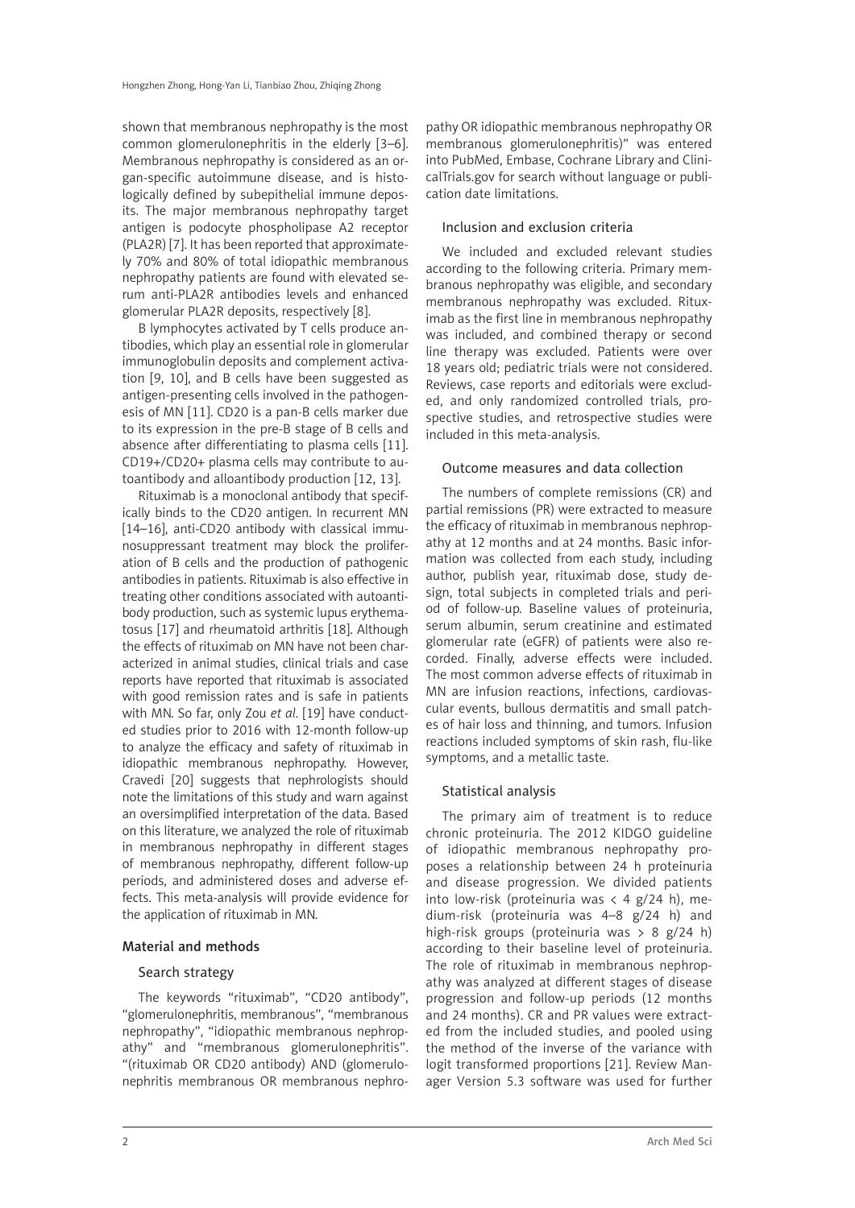shown that membranous nephropathy is the most common glomerulonephritis in the elderly [3–6]. Membranous nephropathy is considered as an organ-specific autoimmune disease, and is histologically defined by subepithelial immune deposits. The major membranous nephropathy target antigen is podocyte phospholipase A2 receptor (PLA2R) [7]. It has been reported that approximately 70% and 80% of total idiopathic membranous nephropathy patients are found with elevated serum anti-PLA2R antibodies levels and enhanced glomerular PLA2R deposits, respectively [8].

B lymphocytes activated by T cells produce antibodies, which play an essential role in glomerular immunoglobulin deposits and complement activation [9, 10], and B cells have been suggested as antigen-presenting cells involved in the pathogenesis of MN [11]. CD20 is a pan-B cells marker due to its expression in the pre-B stage of B cells and absence after differentiating to plasma cells [11]. CD19+/CD20+ plasma cells may contribute to autoantibody and alloantibody production [12, 13].

Rituximab is a monoclonal antibody that specifically binds to the CD20 antigen. In recurrent MN [14–16], anti-CD20 antibody with classical immunosuppressant treatment may block the proliferation of B cells and the production of pathogenic antibodies in patients. Rituximab is also effective in treating other conditions associated with autoantibody production, such as systemic lupus erythematosus [17] and rheumatoid arthritis [18]. Although the effects of rituximab on MN have not been characterized in animal studies, clinical trials and case reports have reported that rituximab is associated with good remission rates and is safe in patients with MN. So far, only Zou *et al*. [19] have conducted studies prior to 2016 with 12-month follow-up to analyze the efficacy and safety of rituximab in idiopathic membranous nephropathy. However, Cravedi [20] suggests that nephrologists should note the limitations of this study and warn against an oversimplified interpretation of the data. Based on this literature, we analyzed the role of rituximab in membranous nephropathy in different stages of membranous nephropathy, different follow-up periods, and administered doses and adverse effects. This meta-analysis will provide evidence for the application of rituximab in MN.

## Material and methods

### Search strategy

The keywords "rituximab", "CD20 antibody", "glomerulonephritis, membranous", "membranous nephropathy", "idiopathic membranous nephropathy" and "membranous glomerulonephritis". "(rituximab OR CD20 antibody) AND (glomerulonephritis membranous OR membranous nephropathy OR idiopathic membranous nephropathy OR membranous glomerulonephritis)" was entered into PubMed, Embase, Cochrane Library and ClinicalTrials.gov for search without language or publication date limitations.

### Inclusion and exclusion criteria

We included and excluded relevant studies according to the following criteria. Primary membranous nephropathy was eligible, and secondary membranous nephropathy was excluded. Rituximab as the first line in membranous nephropathy was included, and combined therapy or second line therapy was excluded. Patients were over 18 years old; pediatric trials were not considered. Reviews, case reports and editorials were excluded, and only randomized controlled trials, prospective studies, and retrospective studies were included in this meta-analysis.

### Outcome measures and data collection

The numbers of complete remissions (CR) and partial remissions (PR) were extracted to measure the efficacy of rituximab in membranous nephropathy at 12 months and at 24 months. Basic information was collected from each study, including author, publish year, rituximab dose, study design, total subjects in completed trials and period of follow-up. Baseline values of proteinuria, serum albumin, serum creatinine and estimated glomerular rate (eGFR) of patients were also recorded. Finally, adverse effects were included. The most common adverse effects of rituximab in MN are infusion reactions, infections, cardiovascular events, bullous dermatitis and small patches of hair loss and thinning, and tumors. Infusion reactions included symptoms of skin rash, flu-like symptoms, and a metallic taste.

### Statistical analysis

The primary aim of treatment is to reduce chronic proteinuria. The 2012 KIDGO guideline of idiopathic membranous nephropathy proposes a relationship between 24 h proteinuria and disease progression. We divided patients into low-risk (proteinuria was < 4 g/24 h), medium-risk (proteinuria was 4–8 g/24 h) and high-risk groups (proteinuria was > 8 g/24 h) according to their baseline level of proteinuria. The role of rituximab in membranous nephropathy was analyzed at different stages of disease progression and follow-up periods (12 months and 24 months). CR and PR values were extracted from the included studies, and pooled using the method of the inverse of the variance with logit transformed proportions [21]. Review Manager Version 5.3 software was used for further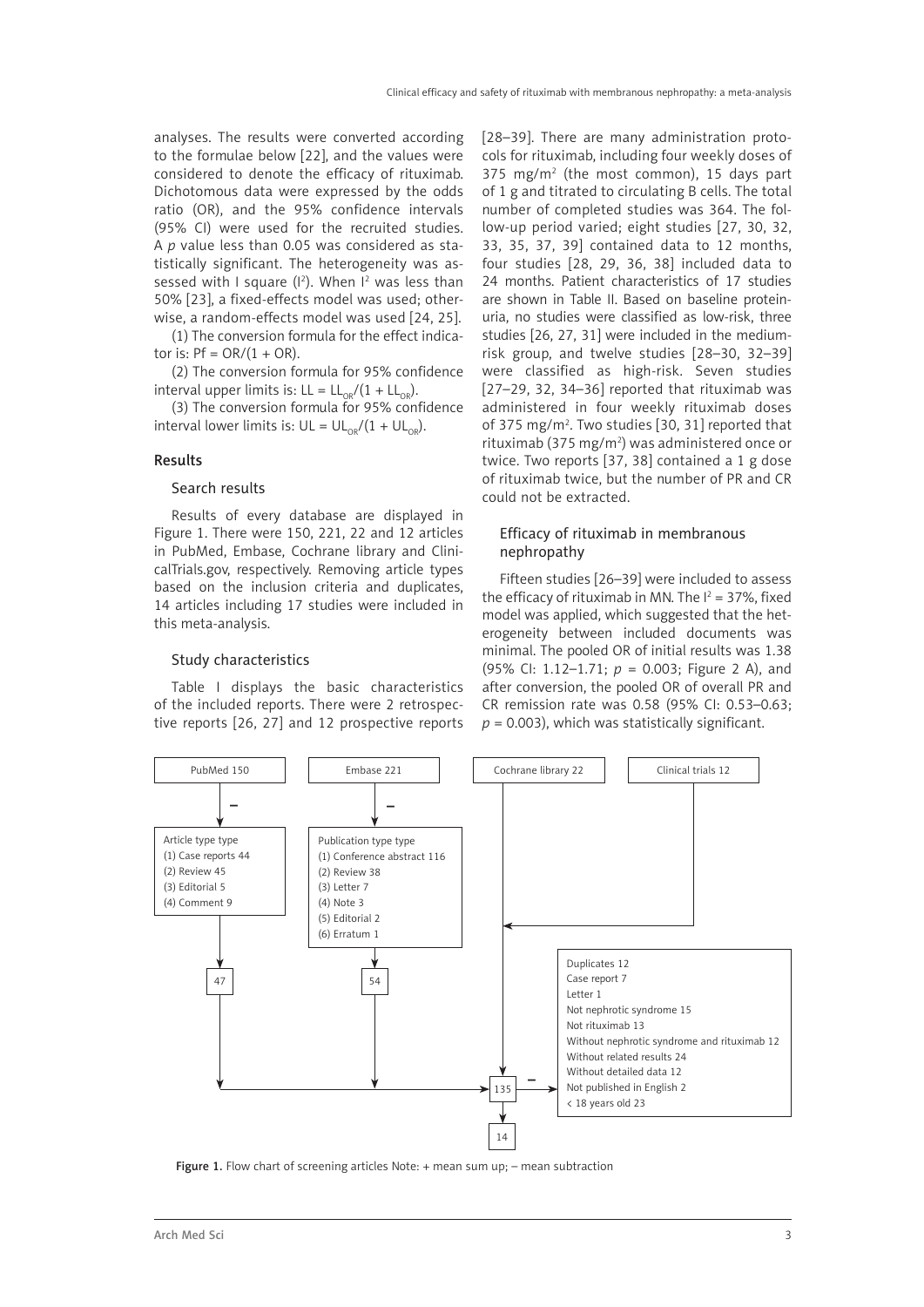analyses. The results were converted according to the formulae below [22], and the values were considered to denote the efficacy of rituximab. Dichotomous data were expressed by the odds ratio (OR), and the 95% confidence intervals (95% CI) were used for the recruited studies. A $p$ value less than 0.05 was considered as statistically significant. The heterogeneity was assessed with I square ($I^2$). When $I^2$ was less than 50% [23], a fixed-effects model was used; otherwise, a random-effects model was used [24, 25].

(1) The conversion formula for the effect indicator is: $Pf = OR/(1 + OR)$.

(2) The conversion formula for 95% confidence interval upper limits is: $LL = LL_{OR}/(1 + LL_{OR})$.

(3) The conversion formula for 95% confidence interval lower limits is: $UL = UL_{OR}/(1 + UL_{OR})$.

## Results

### Search results

Results of every database are displayed in Figure 1. There were 150, 221, 22 and 12 articles in PubMed, Embase, Cochrane library and ClinicalTrials.gov, respectively. Removing article types based on the inclusion criteria and duplicates, 14 articles including 17 studies were included in this meta-analysis.

### Study characteristics

Table I displays the basic characteristics of the included reports. There were 2 retrospective reports [26, 27] and 12 prospective reports [28–39]. There are many administration protocols for rituximab, including four weekly doses of 375 mg/m$^2$ (the most common), 15 days part of 1 g and titrated to circulating B cells. The total number of completed studies was 364. The follow-up period varied; eight studies [27, 30, 32, 33, 35, 37, 39] contained data to 12 months, four studies [28, 29, 36, 38] included data to 24 months. Patient characteristics of 17 studies are shown in Table II. Based on baseline proteinuria, no studies were classified as low-risk, three studies [26, 27, 31] were included in the medium-risk group, and twelve studies [28–30, 32–39] were classified as high-risk. Seven studies [27–29, 32, 34–36] reported that rituximab was administered in four weekly rituximab doses of 375 mg/m$^2$. Two studies [30, 31] reported that rituximab (375 mg/m$^2$) was administered once or twice. Two reports [37, 38] contained a 1 g dose of rituximab twice, but the number of PR and CR could not be extracted.

### Efficacy of rituximab in membranous nephropathy

Fifteen studies [26–39] were included to assess the efficacy of rituximab in MN. The $I^2$ = 37%, fixed model was applied, which suggested that the heterogeneity between included documents was minimal. The pooled OR of initial results was 1.38 (95% CI: 1.12–1.71; $p$ = 0.003; Figure 2 A), and after conversion, the pooled OR of overall PR and CR remission rate was 0.58 (95% CI: 0.53–0.63; $p$ = 0.003), which was statistically significant.

PubMed 150
Embase 221
Cochrane library 22
Clinical trials 12
–
–
Article type type
(1) Case reports 44
(2) Review 45
(3) Editorial 5
(4) Comment 9
Publication type type
(1) Conference abstract 116
(2) Review 38
(3) Letter 7
(4) Note 3
(5) Editorial 2
(6) Erratum 1
47
54
Duplicates 12
Case report 7
Letter 1
Not nephrotic syndrome 15
Not rituximab 13
Without nephrotic syndrome and rituximab 12
Without related results 24
Without detailed data 12
Not published in English 2
< 18 years old 23
135
–
14

Figure 1. Flow chart of screening articles Note: + mean sum up; – mean subtraction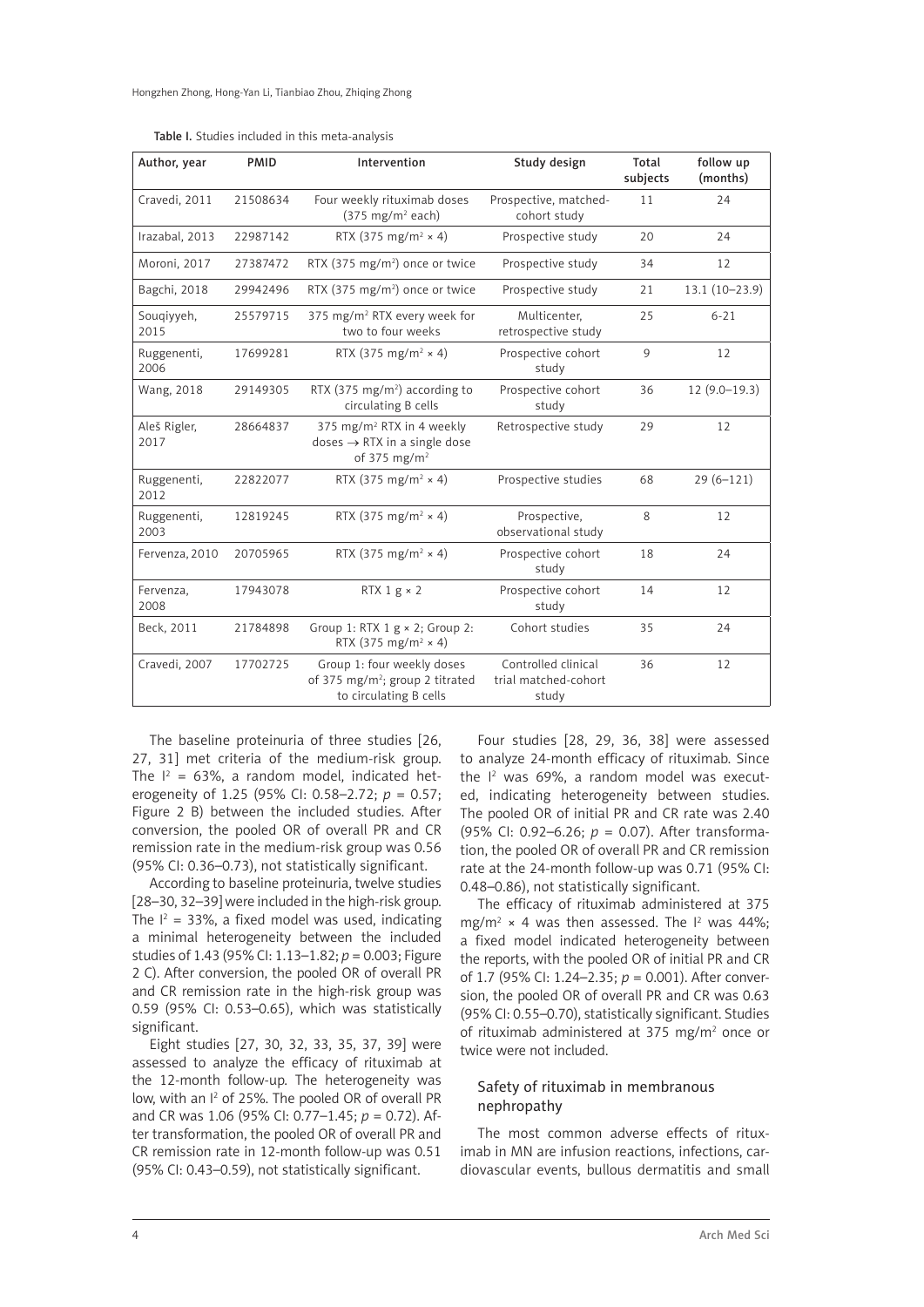Table I. Studies included in this meta-analysis

| Author, year | PMID | Intervention | Study design | Total subjects | follow up (months) |
|---|---|---|---|---|---|
| Cravedi, 2011 | 21508634 | Four weekly rituximab doses (375 mg/m$^2$ each) | Prospective, matched-cohort study | 11 | 24 |
| Irazabal, 2013 | 22987142 | RTX (375 mg/m$^2$ × 4) | Prospective study | 20 | 24 |
| Moroni, 2017 | 27387472 | RTX (375 mg/m$^2$) once or twice | Prospective study | 34 | 12 |
| Bagchi, 2018 | 29942496 | RTX (375 mg/m$^2$) once or twice | Prospective study | 21 | 13.1 (10–23.9) |
| Souqiyyeh, 2015 | 25579715 | 375 mg/m$^2$ RTX every week for two to four weeks | Multicenter, retrospective study | 25 | 6-21 |
| Ruggenenti, 2006 | 17699281 | RTX (375 mg/m$^2$ × 4) | Prospective cohort study | 9 | 12 |
| Wang, 2018 | 29149305 | RTX (375 mg/m$^2$) according to circulating B cells | Prospective cohort study | 36 | 12 (9.0–19.3) |
| Aleš Rigler, 2017 | 28664837 | 375 mg/m$^2$ RTX in 4 weekly doses → RTX in a single dose of 375 mg/m$^2$ | Retrospective study | 29 | 12 |
| Ruggenenti, 2012 | 22822077 | RTX (375 mg/m$^2$ × 4) | Prospective studies | 68 | 29 (6–121) |
| Ruggenenti, 2003 | 12819245 | RTX (375 mg/m$^2$ × 4) | Prospective, observational study | 8 | 12 |
| Fervenza, 2010 | 20705965 | RTX (375 mg/m$^2$ × 4) | Prospective cohort study | 18 | 24 |
| Fervenza, 2008 | 17943078 | RTX 1 g × 2 | Prospective cohort study | 14 | 12 |
| Beck, 2011 | 21784898 | Group 1: RTX 1 g × 2; Group 2: RTX (375 mg/m$^2$ × 4) | Cohort studies | 35 | 24 |
| Cravedi, 2007 | 17702725 | Group 1: four weekly doses of 375 mg/m$^2$; group 2 titrated to circulating B cells | Controlled clinical trial matched-cohort study | 36 | 12 |

The baseline proteinuria of three studies [26, 27, 31] met criteria of the medium-risk group. The $I^2$ = 63%, a random model, indicated heterogeneity of 1.25 (95% CI: 0.58–2.72; $p$ = 0.57; Figure 2 B) between the included studies. After conversion, the pooled OR of overall PR and CR remission rate in the medium-risk group was 0.56 (95% CI: 0.36–0.73), not statistically significant.

According to baseline proteinuria, twelve studies [28–30, 32–39] were included in the high-risk group. The $I^2$ = 33%, a fixed model was used, indicating a minimal heterogeneity between the included studies of 1.43 (95% CI: 1.13–1.82; $p$ = 0.003; Figure 2 C). After conversion, the pooled OR of overall PR and CR remission rate in the high-risk group was 0.59 (95% CI: 0.53–0.65), which was statistically significant.

Eight studies [27, 30, 32, 33, 35, 37, 39] were assessed to analyze the efficacy of rituximab at the 12-month follow-up. The heterogeneity was low, with an $I^2$ of 25%. The pooled OR of overall PR and CR was 1.06 (95% CI: 0.77–1.45; $p$ = 0.72). After transformation, the pooled OR of overall PR and CR remission rate in 12-month follow-up was 0.51 (95% CI: 0.43–0.59), not statistically significant.

Four studies [28, 29, 36, 38] were assessed to analyze 24-month efficacy of rituximab. Since the $I^2$ was 69%, a random model was executed, indicating heterogeneity between studies. The pooled OR of initial PR and CR rate was 2.40 (95% CI: 0.92–6.26; $p$ = 0.07). After transformation, the pooled OR of overall PR and CR remission rate at the 24-month follow-up was 0.71 (95% CI: 0.48–0.86), not statistically significant.

The efficacy of rituximab administered at 375 mg/m$^2$ × 4 was then assessed. The $I^2$ was 44%; a fixed model indicated heterogeneity between the reports, with the pooled OR of initial PR and CR of 1.7 (95% CI: 1.24–2.35; $p$ = 0.001). After conversion, the pooled OR of overall PR and CR was 0.63 (95% CI: 0.55–0.70), statistically significant. Studies of rituximab administered at 375 mg/m$^2$ once or twice were not included.

## Safety of rituximab in membranous nephropathy

The most common adverse effects of rituximab in MN are infusion reactions, infections, cardiovascular events, bullous dermatitis and small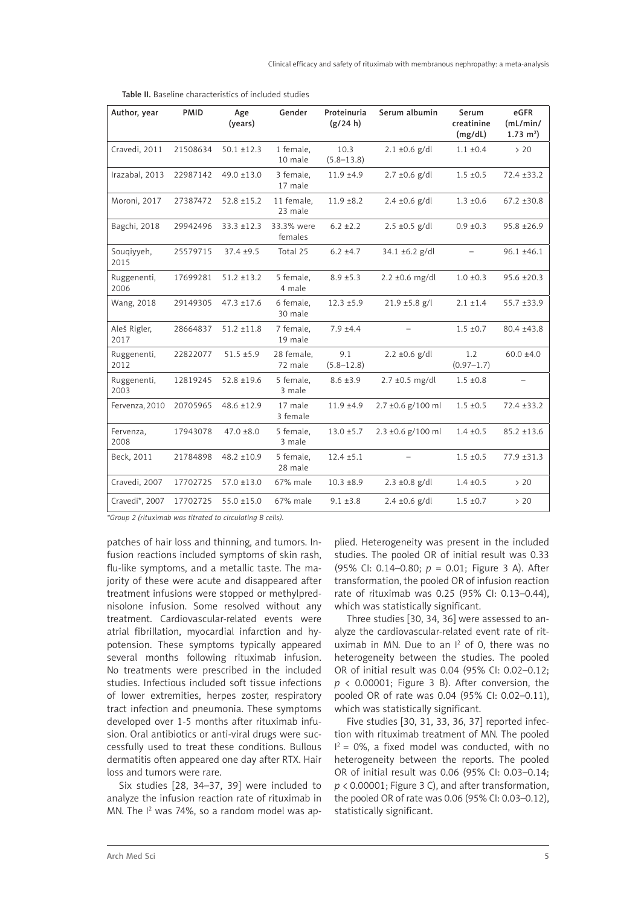**Table II.** Baseline characteristics of included studies

| Author, year | PMID | Age (years) | Gender | Proteinuria (g/24 h) | Serum albumin | Serum creatinine (mg/dL) | eGFR (mL/min/ 1.73 $m^2$) |
|---|---|---|---|---|---|---|---|
| Cravedi, 2011 | 21508634 | 50.1 ±12.3 | 1 female, 10 male | 10.3 (5.8–13.8) | 2.1 ±0.6 g/dl | 1.1 ±0.4 | > 20 |
| Irazabal, 2013 | 22987142 | 49.0 ±13.0 | 3 female, 17 male | 11.9 ±4.9 | 2.7 ±0.6 g/dl | 1.5 ±0.5 | 72.4 ±33.2 |
| Moroni, 2017 | 27387472 | 52.8 ±15.2 | 11 female, 23 male | 11.9 ±8.2 | 2.4 ±0.6 g/dl | 1.3 ±0.6 | 67.2 ±30.8 |
| Bagchi, 2018 | 29942496 | 33.3 ±12.3 | 33.3% were females | 6.2 ±2.2 | 2.5 ±0.5 g/dl | 0.9 ±0.3 | 95.8 ±26.9 |
| Souqiyyeh, 2015 | 25579715 | 37.4 ±9.5 | Total 25 | 6.2 ±4.7 | 34.1 ±6.2 g/dl | – | 96.1 ±46.1 |
| Ruggenenti, 2006 | 17699281 | 51.2 ±13.2 | 5 female, 4 male | 8.9 ±5.3 | 2.2 ±0.6 mg/dl | 1.0 ±0.3 | 95.6 ±20.3 |
| Wang, 2018 | 29149305 | 47.3 ±17.6 | 6 female, 30 male | 12.3 ±5.9 | 21.9 ±5.8 g/l | 2.1 ±1.4 | 55.7 ±33.9 |
| Aleš Rigler, 2017 | 28664837 | 51.2 ±11.8 | 7 female, 19 male | 7.9 ±4.4 | – | 1.5 ±0.7 | 80.4 ±43.8 |
| Ruggenenti, 2012 | 22822077 | 51.5 ±5.9 | 28 female, 72 male | 9.1 (5.8–12.8) | 2.2 ±0.6 g/dl | 1.2 (0.97–1.7) | 60.0 ±4.0 |
| Ruggenenti, 2003 | 12819245 | 52.8 ±19.6 | 5 female, 3 male | 8.6 ±3.9 | 2.7 ±0.5 mg/dl | 1.5 ±0.8 | – |
| Fervenza, 2010 | 20705965 | 48.6 ±12.9 | 17 male 3 female | 11.9 ±4.9 | 2.7 ±0.6 g/100 ml | 1.5 ±0.5 | 72.4 ±33.2 |
| Fervenza, 2008 | 17943078 | 47.0 ±8.0 | 5 female, 3 male | 13.0 ±5.7 | 2.3 ±0.6 g/100 ml | 1.4 ±0.5 | 85.2 ±13.6 |
| Beck, 2011 | 21784898 | 48.2 ±10.9 | 5 female, 28 male | 12.4 ±5.1 | – | 1.5 ±0.5 | 77.9 ±31.3 |
| Cravedi, 2007 | 17702725 | 57.0 ±13.0 | 67% male | 10.3 ±8.9 | 2.3 ±0.8 g/dl | 1.4 ±0.5 | > 20 |
| Cravedi*, 2007 | 17702725 | 55.0 ±15.0 | 67% male | 9.1 ±3.8 | 2.4 ±0.6 g/dl | 1.5 ±0.7 | > 20 |

*Group 2 (rituximab was titrated to circulating B cells).*

patches of hair loss and thinning, and tumors. Infusion reactions included symptoms of skin rash, flu-like symptoms, and a metallic taste. The majority of these were acute and disappeared after treatment infusions were stopped or methylprednisolone infusion. Some resolved without any treatment. Cardiovascular-related events were atrial fibrillation, myocardial infarction and hypotension. These symptoms typically appeared several months following rituximab infusion. No treatments were prescribed in the included studies. Infectious included soft tissue infections of lower extremities, herpes zoster, respiratory tract infection and pneumonia. These symptoms developed over 1-5 months after rituximab infusion. Oral antibiotics or anti-viral drugs were successfully used to treat these conditions. Bullous dermatitis often appeared one day after RTX. Hair loss and tumors were rare.

Six studies [28, 34–37, 39] were included to analyze the infusion reaction rate of rituximab in MN. The $I^2$ was 74%, so a random model was applied. Heterogeneity was present in the included studies. The pooled OR of initial result was 0.33 (95% CI: 0.14–0.80; $p$ = 0.01; Figure 3 A). After transformation, the pooled OR of infusion reaction rate of rituximab was 0.25 (95% CI: 0.13–0.44), which was statistically significant.

Three studies [30, 34, 36] were assessed to analyze the cardiovascular-related event rate of rituximab in MN. Due to an $I^2$ of 0, there was no heterogeneity between the studies. The pooled OR of initial result was 0.04 (95% CI: 0.02–0.12; $p$ < 0.00001; Figure 3 B). After conversion, the pooled OR of rate was 0.04 (95% CI: 0.02–0.11), which was statistically significant.

Five studies [30, 31, 33, 36, 37] reported infection with rituximab treatment of MN. The pooled $I^2$ = 0%, a fixed model was conducted, with no heterogeneity between the reports. The pooled OR of initial result was 0.06 (95% CI: 0.03–0.14; $p$ < 0.00001; Figure 3 C), and after transformation, the pooled OR of rate was 0.06 (95% CI: 0.03–0.12), statistically significant.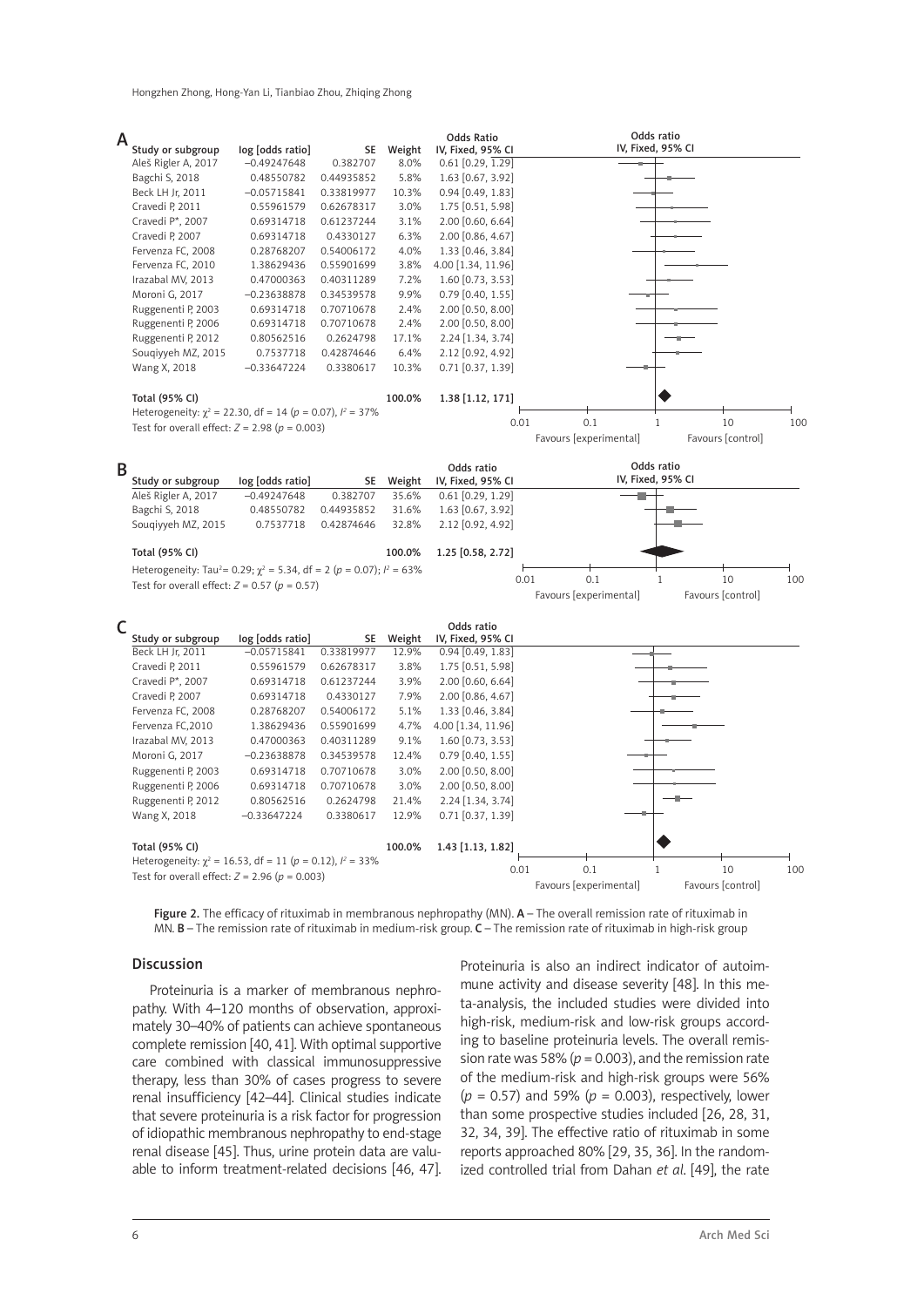**A**

| Study or subgroup | log [odds ratio] | SE | Weight | Odds Ratio IV, Fixed, 95% CI |
|---|---|---|---|---|
| Aleš Rigler A, 2017 | –0.49247648 | 0.382707 | 8.0% | 0.61 [0.29, 1.29] |
| Bagchi S, 2018 | 0.48550782 | 0.44935852 | 5.8% | 1.63 [0.67, 3.92] |
| Beck LH Jr, 2011 | –0.05715841 | 0.33819977 | 10.3% | 0.94 [0.49, 1.83] |
| Cravedi P, 2011 | 0.55961579 | 0.62678317 | 3.0% | 1.75 [0.51, 5.98] |
| Cravedi P*, 2007 | 0.69314718 | 0.61237244 | 3.1% | 2.00 [0.60, 6.64] |
| Cravedi P, 2007 | 0.69314718 | 0.4330127 | 6.3% | 2.00 [0.86, 4.67] |
| Fervenza FC, 2008 | 0.28768207 | 0.54006172 | 4.0% | 1.33 [0.46, 3.84] |
| Fervenza FC, 2010 | 1.38629436 | 0.55901699 | 3.8% | 4.00 [1.34, 11.96] |
| Irazabal MV, 2013 | 0.47000363 | 0.40311289 | 7.2% | 1.60 [0.73, 3.53] |
| Moroni G, 2017 | –0.23638878 | 0.34539578 | 9.9% | 0.79 [0.40, 1.55] |
| Ruggenenti P, 2003 | 0.69314718 | 0.70710678 | 2.4% | 2.00 [0.50, 8.00] |
| Ruggenenti P, 2006 | 0.69314718 | 0.70710678 | 2.4% | 2.00 [0.50, 8.00] |
| Ruggenenti P, 2012 | 0.80562516 | 0.2624798 | 17.1% | 2.24 [1.34, 3.74] |
| Souqiyyeh MZ, 2015 | 0.7537718 | 0.42874646 | 6.4% | 2.12 [0.92, 4.92] |
| Wang X, 2018 | –0.33647224 | 0.3380617 | 10.3% | 0.71 [0.37, 1.39] |
| Total (95% CI) | | | 100.0% | 1.38 [1.12, 171] |

Heterogeneity: $\chi^2 = 22.30$, df = 14 ($p = 0.07$), $I^2 = 37\%$

Test for overall effect: $Z = 2.98$ ($p = 0.003$)

Odds ratio IV, Fixed, 95% CI

0.01 0.1 1 10 100

Favours [experimental] Favours [control]

**B**

| Study or subgroup | log [odds ratio] | SE | Weight | Odds ratio IV, Fixed, 95% CI |
|---|---|---|---|---|
| Aleš Rigler A, 2017 | –0.49247648 | 0.382707 | 35.6% | 0.61 [0.29, 1.29] |
| Bagchi S, 2018 | 0.48550782 | 0.44935852 | 31.6% | 1.63 [0.67, 3.92] |
| Souqiyyeh MZ, 2015 | 0.7537718 | 0.42874646 | 32.8% | 2.12 [0.92, 4.92] |
| Total (95% CI) | | | 100.0% | 1.25 [0.58, 2.72] |

Heterogeneity: $Tau^2 = 0.29$; $\chi^2 = 5.34$, df = 2 ($p = 0.07$); $I^2 = 63\%$

Test for overall effect: $Z = 0.57$ ($p = 0.57$)

Odds ratio IV, Fixed, 95% CI

0.01 0.1 1 10 100

Favours [experimental] Favours [control]

**C**

| Study or subgroup | log [odds ratio] | SE | Weight | Odds ratio IV, Fixed, 95% CI |
|---|---|---|---|---|
| Beck LH Jr, 2011 | –0.05715841 | 0.33819977 | 12.9% | 0.94 [0.49, 1.83] |
| Cravedi P, 2011 | 0.55961579 | 0.62678317 | 3.8% | 1.75 [0.51, 5.98] |
| Cravedi P*, 2007 | 0.69314718 | 0.61237244 | 3.9% | 2.00 [0.60, 6.64] |
| Cravedi P, 2007 | 0.69314718 | 0.4330127 | 7.9% | 2.00 [0.86, 4.67] |
| Fervenza FC, 2008 | 0.28768207 | 0.54006172 | 5.1% | 1.33 [0.46, 3.84] |
| Fervenza FC,2010 | 1.38629436 | 0.55901699 | 4.7% | 4.00 [1.34, 11.96] |
| Irazabal MV, 2013 | 0.47000363 | 0.40311289 | 9.1% | 1.60 [0.73, 3.53] |
| Moroni G, 2017 | –0.23638878 | 0.34539578 | 12.4% | 0.79 [0.40, 1.55] |
| Ruggenenti P, 2003 | 0.69314718 | 0.70710678 | 3.0% | 2.00 [0.50, 8.00] |
| Ruggenenti P, 2006 | 0.69314718 | 0.70710678 | 3.0% | 2.00 [0.50, 8.00] |
| Ruggenenti P, 2012 | 0.80562516 | 0.2624798 | 21.4% | 2.24 [1.34, 3.74] |
| Wang X, 2018 | –0.33647224 | 0.3380617 | 12.9% | 0.71 [0.37, 1.39] |
| Total (95% CI) | | | 100.0% | 1.43 [1.13, 1.82] |

Heterogeneity: $\chi^2 = 16.53$, df = 11 ($p = 0.12$), $I^2 = 33\%$

Test for overall effect: $Z = 2.96$ ($p = 0.003$)

0.01 0.1 1 10 100

Favours [experimental] Favours [control]

**Figure 2.** The efficacy of rituximab in membranous nephropathy (MN). **A** – The overall remission rate of rituximab in MN. **B** – The remission rate of rituximab in medium-risk group. **C** – The remission rate of rituximab in high-risk group

## Discussion

Proteinuria is a marker of membranous nephropathy. With 4–120 months of observation, approximately 30–40% of patients can achieve spontaneous complete remission [40, 41]. With optimal supportive care combined with classical immunosuppressive therapy, less than 30% of cases progress to severe renal insufficiency [42–44]. Clinical studies indicate that severe proteinuria is a risk factor for progression of idiopathic membranous nephropathy to end-stage renal disease [45]. Thus, urine protein data are valuable to inform treatment-related decisions [46, 47]. Proteinuria is also an indirect indicator of autoimmune activity and disease severity [48]. In this meta-analysis, the included studies were divided into high-risk, medium-risk and low-risk groups according to baseline proteinuria levels. The overall remission rate was 58% ($p = 0.003$), and the remission rate of the medium-risk and high-risk groups were 56% ($p = 0.57$) and 59% ($p = 0.003$), respectively, lower than some prospective studies included [26, 28, 31, 32, 34, 39]. The effective ratio of rituximab in some reports approached 80% [29, 35, 36]. In the randomized controlled trial from Dahan *et al*. [49], the rate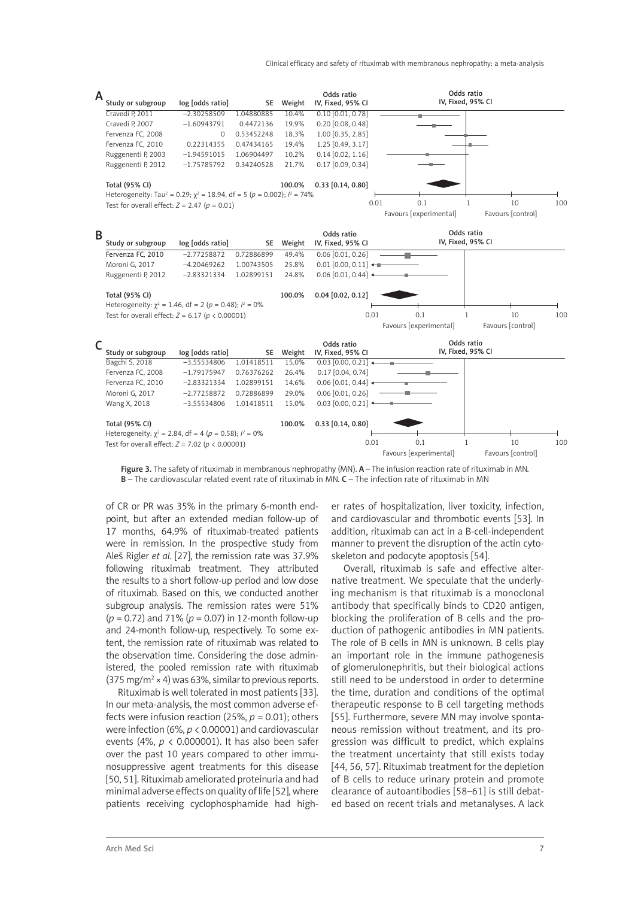A

Study or subgroup | log [odds ratio] | SE | Weight | Odds ratio IV, Fixed, 95% CI | Odds ratio IV, Fixed, 95% CI

Cravedi P, 2011 −2.30258509 1.04880885 10.4% 0.10 [0.01, 0.78]

Cravedi P, 2007 −1.60943791 0.4472136 19.9% 0.20 [0.08, 0.48]

Fervenza FC, 2008 0 0.53452248 18.3% 1.00 [0.35, 2.85]

Fervenza FC, 2010 0.22314355 0.47434165 19.4% 1.25 [0.49, 3.17]

Ruggenenti P, 2003 −1.94591015 1.06904497 10.2% 0.14 [0.02, 1.16]

Ruggenenti P, 2012 −1.75785792 0.34240528 21.7% 0.17 [0.09, 0.34]

Total (95% CI) 100.0% 0.33 [0.14, 0.80]

Heterogeneity: Tau$^2$ = 0.29; $\chi^2$ = 18.94, df = 5 ($p$ = 0.002); $I^2$ = 74%

Test for overall effect: $Z$ = 2.47 ($p$ = 0.01)

0.01 0.1 1 10 100

Favours [experimental] Favours [control]

B

Study or subgroup | log [odds ratio] | SE | Weight | Odds ratio IV, Fixed, 95% CI | Odds ratio IV, Fixed, 95% CI

Fervenza FC, 2010 −2.77258872 0.72886899 49.4% 0.06 [0.01, 0.26]

Moroni G, 2017 −4.20469262 1.00743505 25.8% 0.01 [0.00, 0.11]

Ruggenenti P, 2012 −2.83321334 1.02899151 24.8% 0.06 [0.01, 0.44]

Total (95% CI) 100.0% 0.04 [0.02, 0.12]

Heterogeneity: $\chi^2$ = 1.46, df = 2 ($p$ = 0.48); $I^2$ = 0%

Test for overall effect: $Z$ = 6.17 ($p$ < 0.00001)

0.01 0.1 1 10 100

Favours [experimental] Favours [control]

C

Study or subgroup | log [odds ratio] | SE | Weight | Odds ratio IV, Fixed, 95% CI | Odds ratio IV, Fixed, 95% CI

Bagchi S, 2018 −3.55534806 1.01418511 15.0% 0.03 [0.00, 0.21]

Fervenza FC, 2008 −1.79175947 0.76376262 26.4% 0.17 [0.04, 0.74]

Fervenza FC, 2010 −2.83321334 1.02899151 14.6% 0.06 [0.01, 0.44]

Moroni G, 2017 −2.77258872 0.72886899 29.0% 0.06 [0.01, 0.26]

Wang X, 2018 −3.55534806 1.01418511 15.0% 0.03 [0.00, 0.21]

Total (95% CI) 100.0% 0.33 [0.14, 0.80]

Heterogeneity: $\chi^2$ = 2.84, df = 4 ($p$ = 0.58); $I^2$ = 0%

Test for overall effect: $Z$ = 7.02 ($p$ < 0.00001)

0.01 0.1 1 10 100

Favours [experimental] Favours [control]

**Figure 3.** The safety of rituximab in membranous nephropathy (MN). **A** – The infusion reaction rate of rituximab in MN. **B** – The cardiovascular related event rate of rituximab in MN. **C** – The infection rate of rituximab in MN

of CR or PR was 35% in the primary 6-month endpoint, but after an extended median follow-up of 17 months, 64.9% of rituximab-treated patients were in remission. In the prospective study from Aleš Rigler *et al*. [27], the remission rate was 37.9% following rituximab treatment. They attributed the results to a short follow-up period and low dose of rituximab. Based on this, we conducted another subgroup analysis. The remission rates were 51% ($p$ = 0.72) and 71% ($p$ = 0.07) in 12-month follow-up and 24-month follow-up, respectively. To some extent, the remission rate of rituximab was related to the observation time. Considering the dose administered, the pooled remission rate with rituximab (375 mg/m$^2$ × 4) was 63%, similar to previous reports.

Rituximab is well tolerated in most patients [33]. In our meta-analysis, the most common adverse effects were infusion reaction (25%, $p$ = 0.01); others were infection (6%, $p$ < 0.00001) and cardiovascular events (4%, $p$ < 0.000001). It has also been safer over the past 10 years compared to other immunosuppressive agent treatments for this disease [50, 51]. Rituximab ameliorated proteinuria and had minimal adverse effects on quality of life [52], where patients receiving cyclophosphamide had higher rates of hospitalization, liver toxicity, infection, and cardiovascular and thrombotic events [53]. In addition, rituximab can act in a B-cell-independent manner to prevent the disruption of the actin cytoskeleton and podocyte apoptosis [54].

Overall, rituximab is safe and effective alternative treatment. We speculate that the underlying mechanism is that rituximab is a monoclonal antibody that specifically binds to CD20 antigen, blocking the proliferation of B cells and the production of pathogenic antibodies in MN patients. The role of B cells in MN is unknown. B cells play an important role in the immune pathogenesis of glomerulonephritis, but their biological actions still need to be understood in order to determine the time, duration and conditions of the optimal therapeutic response to B cell targeting methods [55]. Furthermore, severe MN may involve spontaneous remission without treatment, and its progression was difficult to predict, which explains the treatment uncertainty that still exists today [44, 56, 57]. Rituximab treatment for the depletion of B cells to reduce urinary protein and promote clearance of autoantibodies [58–61] is still debated based on recent trials and metanalyses. A lack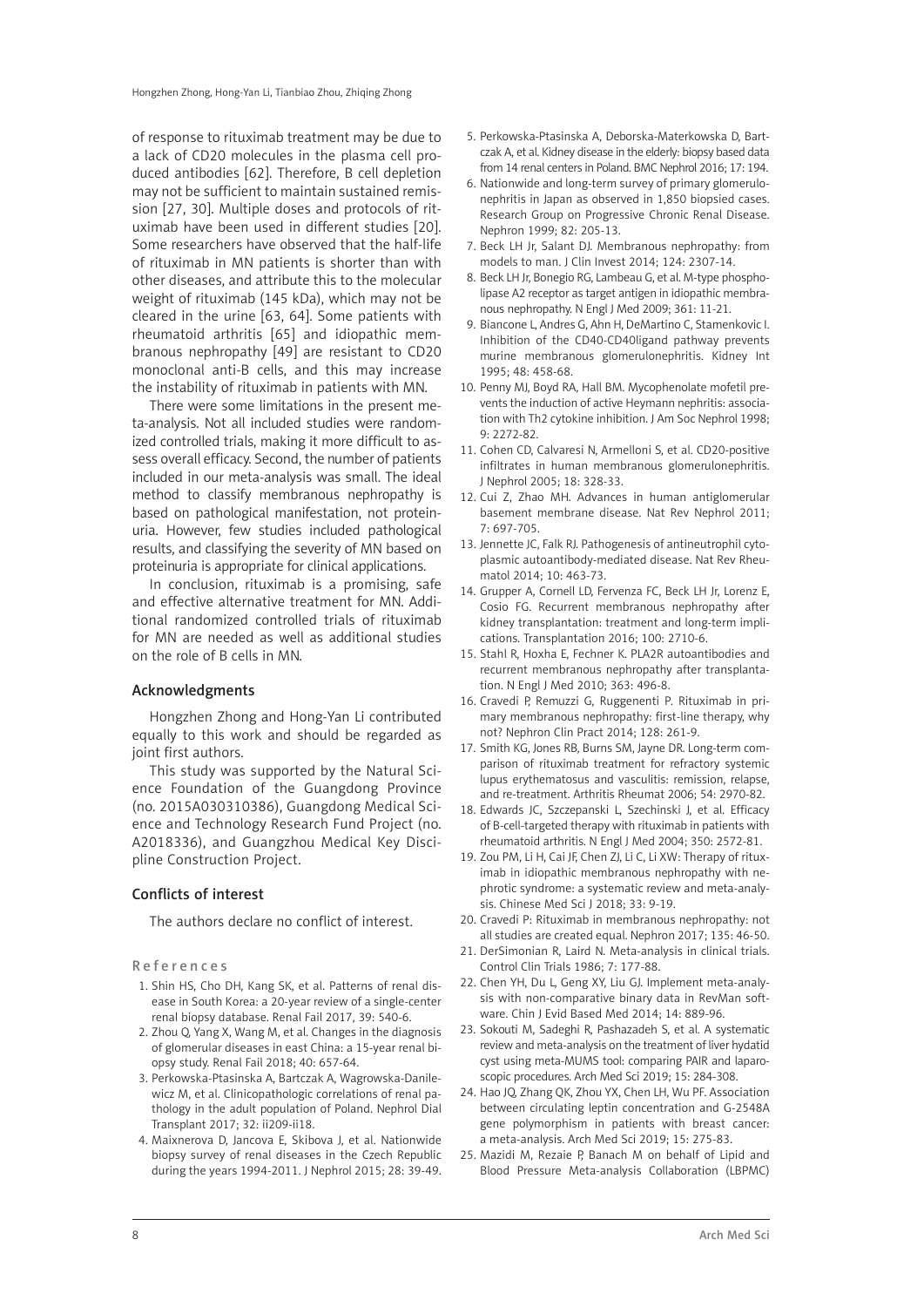of response to rituximab treatment may be due to a lack of CD20 molecules in the plasma cell produced antibodies [62]. Therefore, B cell depletion may not be sufficient to maintain sustained remission [27, 30]. Multiple doses and protocols of rituximab have been used in different studies [20]. Some researchers have observed that the half-life of rituximab in MN patients is shorter than with other diseases, and attribute this to the molecular weight of rituximab (145 kDa), which may not be cleared in the urine [63, 64]. Some patients with rheumatoid arthritis [65] and idiopathic membranous nephropathy [49] are resistant to CD20 monoclonal anti-B cells, and this may increase the instability of rituximab in patients with MN.

There were some limitations in the present meta-analysis. Not all included studies were randomized controlled trials, making it more difficult to assess overall efficacy. Second, the number of patients included in our meta-analysis was small. The ideal method to classify membranous nephropathy is based on pathological manifestation, not proteinuria. However, few studies included pathological results, and classifying the severity of MN based on proteinuria is appropriate for clinical applications.

In conclusion, rituximab is a promising, safe and effective alternative treatment for MN. Additional randomized controlled trials of rituximab for MN are needed as well as additional studies on the role of B cells in MN.

## Acknowledgments

Hongzhen Zhong and Hong-Yan Li contributed equally to this work and should be regarded as joint first authors.

This study was supported by the Natural Science Foundation of the Guangdong Province (no. 2015A030310386), Guangdong Medical Science and Technology Research Fund Project (no. A2018336), and Guangzhou Medical Key Discipline Construction Project.

## Conflicts of interest

The authors declare no conflict of interest.

## References

1. Shin HS, Cho DH, Kang SK, et al. Patterns of renal disease in South Korea: a 20-year review of a single-center renal biopsy database. Renal Fail 2017, 39: 540-6.
2. Zhou Q, Yang X, Wang M, et al. Changes in the diagnosis of glomerular diseases in east China: a 15-year renal biopsy study. Renal Fail 2018; 40: 657-64.
3. Perkowska-Ptasinska A, Bartczak A, Wagrowska-Danilewicz M, et al. Clinicopathologic correlations of renal pathology in the adult population of Poland. Nephrol Dial Transplant 2017; 32: ii209-ii18.
4. Maixnerova D, Jancova E, Skibova J, et al. Nationwide biopsy survey of renal diseases in the Czech Republic during the years 1994-2011. J Nephrol 2015; 28: 39-49.
5. Perkowska-Ptasinska A, Deborska-Materkowska D, Bartczak A, et al. Kidney disease in the elderly: biopsy based data from 14 renal centers in Poland. BMC Nephrol 2016; 17: 194.
6. Nationwide and long-term survey of primary glomerulonephritis in Japan as observed in 1,850 biopsied cases. Research Group on Progressive Chronic Renal Disease. Nephron 1999; 82: 205-13.
7. Beck LH Jr, Salant DJ. Membranous nephropathy: from models to man. J Clin Invest 2014; 124: 2307-14.
8. Beck LH Jr, Bonegio RG, Lambeau G, et al. M-type phospholipase A2 receptor as target antigen in idiopathic membranous nephropathy. N Engl J Med 2009; 361: 11-21.
9. Biancone L, Andres G, Ahn H, DeMartino C, Stamenkovic I. Inhibition of the CD40-CD40ligand pathway prevents murine membranous glomerulonephritis. Kidney Int 1995; 48: 458-68.
10. Penny MJ, Boyd RA, Hall BM. Mycophenolate mofetil prevents the induction of active Heymann nephritis: association with Th2 cytokine inhibition. J Am Soc Nephrol 1998; 9: 2272-82.
11. Cohen CD, Calvaresi N, Armelloni S, et al. CD20-positive infiltrates in human membranous glomerulonephritis. J Nephrol 2005; 18: 328-33.
12. Cui Z, Zhao MH. Advances in human antiglomerular basement membrane disease. Nat Rev Nephrol 2011; 7: 697-705.
13. Jennette JC, Falk RJ. Pathogenesis of antineutrophil cytoplasmic autoantibody-mediated disease. Nat Rev Rheumatol 2014; 10: 463-73.
14. Grupper A, Cornell LD, Fervenza FC, Beck LH Jr, Lorenz E, Cosio FG. Recurrent membranous nephropathy after kidney transplantation: treatment and long-term implications. Transplantation 2016; 100: 2710-6.
15. Stahl R, Hoxha E, Fechner K. PLA2R autoantibodies and recurrent membranous nephropathy after transplantation. N Engl J Med 2010; 363: 496-8.
16. Cravedi P, Remuzzi G, Ruggenenti P. Rituximab in primary membranous nephropathy: first-line therapy, why not? Nephron Clin Pract 2014; 128: 261-9.
17. Smith KG, Jones RB, Burns SM, Jayne DR. Long-term comparison of rituximab treatment for refractory systemic lupus erythematosus and vasculitis: remission, relapse, and re-treatment. Arthritis Rheumat 2006; 54: 2970-82.
18. Edwards JC, Szczepanski L, Szechinski J, et al. Efficacy of B-cell-targeted therapy with rituximab in patients with rheumatoid arthritis. N Engl J Med 2004; 350: 2572-81.
19. Zou PM, Li H, Cai JF, Chen ZJ, Li C, Li XW: Therapy of rituximab in idiopathic membranous nephropathy with nephrotic syndrome: a systematic review and meta-analysis. Chinese Med Sci J 2018; 33: 9-19.
20. Cravedi P: Rituximab in membranous nephropathy: not all studies are created equal. Nephron 2017; 135: 46-50.
21. DerSimonian R, Laird N. Meta-analysis in clinical trials. Control Clin Trials 1986; 7: 177-88.
22. Chen YH, Du L, Geng XY, Liu GJ. Implement meta-analysis with non-comparative binary data in RevMan software. Chin J Evid Based Med 2014; 14: 889-96.
23. Sokouti M, Sadeghi R, Pashazadeh S, et al. A systematic review and meta-analysis on the treatment of liver hydatid cyst using meta-MUMS tool: comparing PAIR and laparoscopic procedures. Arch Med Sci 2019; 15: 284-308.
24. Hao JQ, Zhang QK, Zhou YX, Chen LH, Wu PF. Association between circulating leptin concentration and G-2548A gene polymorphism in patients with breast cancer: a meta-analysis. Arch Med Sci 2019; 15: 275-83.
25. Mazidi M, Rezaie P, Banach M on behalf of Lipid and Blood Pressure Meta-analysis Collaboration (LBPMC)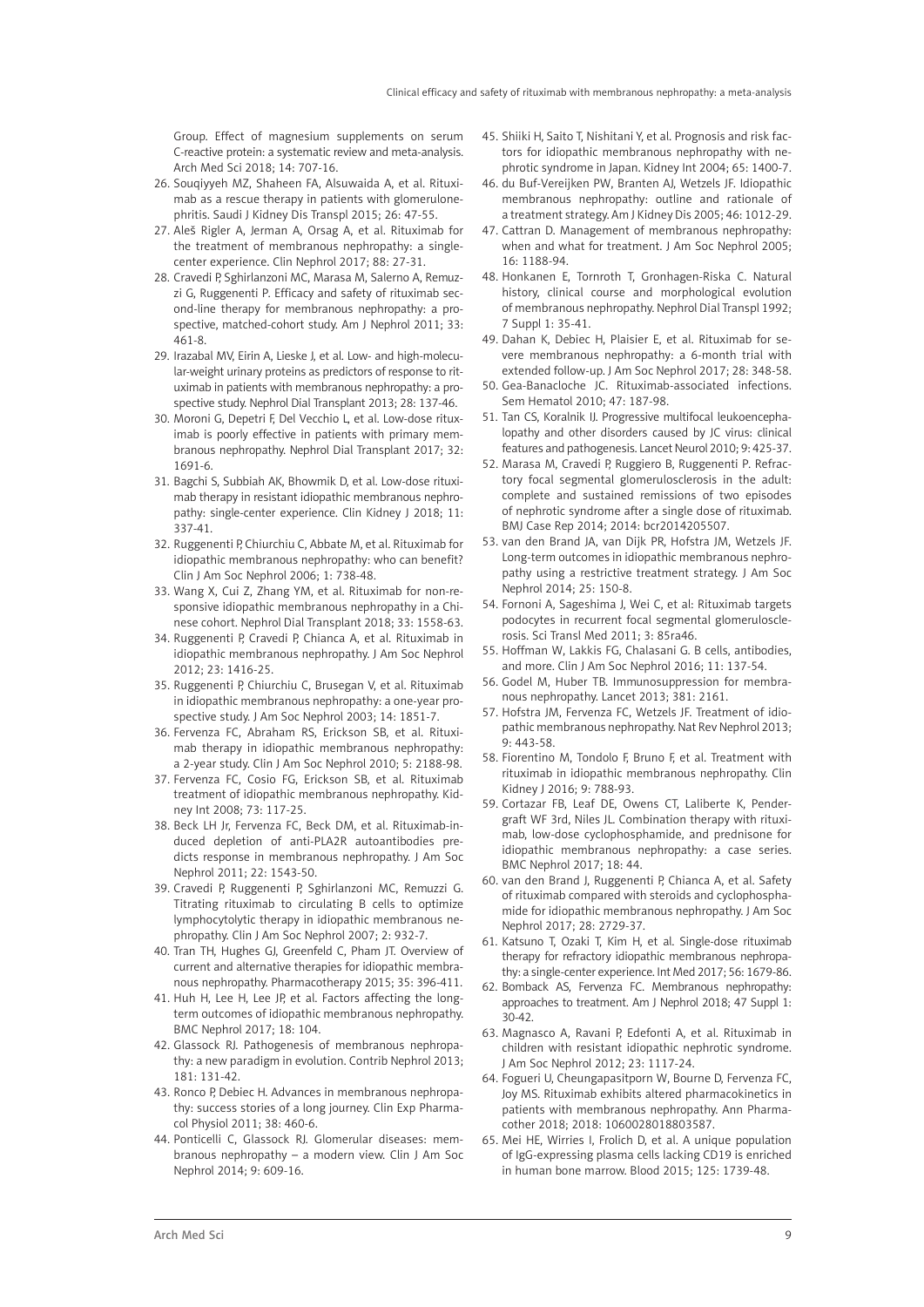Group. Effect of magnesium supplements on serum C-reactive protein: a systematic review and meta-analysis. Arch Med Sci 2018; 14: 707-16.

26. Souqiyyeh MZ, Shaheen FA, Alsuwaida A, et al. Rituximab as a rescue therapy in patients with glomerulonephritis. Saudi J Kidney Dis Transpl 2015; 26: 47-55.
27. Aleš Rigler A, Jerman A, Orsag A, et al. Rituximab for the treatment of membranous nephropathy: a single-center experience. Clin Nephrol 2017; 88: 27-31.
28. Cravedi P, Sghirlanzoni MC, Marasa M, Salerno A, Remuzzi G, Ruggenenti P. Efficacy and safety of rituximab second-line therapy for membranous nephropathy: a prospective, matched-cohort study. Am J Nephrol 2011; 33: 461-8.
29. Irazabal MV, Eirin A, Lieske J, et al. Low- and high-molecular-weight urinary proteins as predictors of response to rituximab in patients with membranous nephropathy: a prospective study. Nephrol Dial Transplant 2013; 28: 137-46.
30. Moroni G, Depetri F, Del Vecchio L, et al. Low-dose rituximab is poorly effective in patients with primary membranous nephropathy. Nephrol Dial Transplant 2017; 32: 1691-6.
31. Bagchi S, Subbiah AK, Bhowmik D, et al. Low-dose rituximab therapy in resistant idiopathic membranous nephropathy: single-center experience. Clin Kidney J 2018; 11: 337-41.
32. Ruggenenti P, Chiurchiu C, Abbate M, et al. Rituximab for idiopathic membranous nephropathy: who can benefit? Clin J Am Soc Nephrol 2006; 1: 738-48.
33. Wang X, Cui Z, Zhang YM, et al. Rituximab for non-responsive idiopathic membranous nephropathy in a Chinese cohort. Nephrol Dial Transplant 2018; 33: 1558-63.
34. Ruggenenti P, Cravedi P, Chianca A, et al. Rituximab in idiopathic membranous nephropathy. J Am Soc Nephrol 2012; 23: 1416-25.
35. Ruggenenti P, Chiurchiu C, Brusegan V, et al. Rituximab in idiopathic membranous nephropathy: a one-year prospective study. J Am Soc Nephrol 2003; 14: 1851-7.
36. Fervenza FC, Abraham RS, Erickson SB, et al. Rituximab therapy in idiopathic membranous nephropathy: a 2-year study. Clin J Am Soc Nephrol 2010; 5: 2188-98.
37. Fervenza FC, Cosio FG, Erickson SB, et al. Rituximab treatment of idiopathic membranous nephropathy. Kidney Int 2008; 73: 117-25.
38. Beck LH Jr, Fervenza FC, Beck DM, et al. Rituximab-induced depletion of anti-PLA2R autoantibodies predicts response in membranous nephropathy. J Am Soc Nephrol 2011; 22: 1543-50.
39. Cravedi P, Ruggenenti P, Sghirlanzoni MC, Remuzzi G. Titrating rituximab to circulating B cells to optimize lymphocytolytic therapy in idiopathic membranous nephropathy. Clin J Am Soc Nephrol 2007; 2: 932-7.
40. Tran TH, Hughes GJ, Greenfeld C, Pham JT. Overview of current and alternative therapies for idiopathic membranous nephropathy. Pharmacotherapy 2015; 35: 396-411.
41. Huh H, Lee H, Lee JP, et al. Factors affecting the long-term outcomes of idiopathic membranous nephropathy. BMC Nephrol 2017; 18: 104.
42. Glassock RJ. Pathogenesis of membranous nephropathy: a new paradigm in evolution. Contrib Nephrol 2013; 181: 131-42.
43. Ronco P, Debiec H. Advances in membranous nephropathy: success stories of a long journey. Clin Exp Pharmacol Physiol 2011; 38: 460-6.
44. Ponticelli C, Glassock RJ. Glomerular diseases: membranous nephropathy – a modern view. Clin J Am Soc Nephrol 2014; 9: 609-16.
45. Shiiki H, Saito T, Nishitani Y, et al. Prognosis and risk factors for idiopathic membranous nephropathy with nephrotic syndrome in Japan. Kidney Int 2004; 65: 1400-7.
46. du Buf-Vereijken PW, Branten AJ, Wetzels JF. Idiopathic membranous nephropathy: outline and rationale of a treatment strategy. Am J Kidney Dis 2005; 46: 1012-29.
47. Cattran D. Management of membranous nephropathy: when and what for treatment. J Am Soc Nephrol 2005; 16: 1188-94.
48. Honkanen E, Tornroth T, Gronhagen-Riska C. Natural history, clinical course and morphological evolution of membranous nephropathy. Nephrol Dial Transpl 1992; 7 Suppl 1: 35-41.
49. Dahan K, Debiec H, Plaisier E, et al. Rituximab for severe membranous nephropathy: a 6-month trial with extended follow-up. J Am Soc Nephrol 2017; 28: 348-58.
50. Gea-Banacloche JC. Rituximab-associated infections. Sem Hematol 2010; 47: 187-98.
51. Tan CS, Koralnik IJ. Progressive multifocal leukoencephalopathy and other disorders caused by JC virus: clinical features and pathogenesis. Lancet Neurol 2010; 9: 425-37.
52. Marasa M, Cravedi P, Ruggiero B, Ruggenenti P. Refractory focal segmental glomerulosclerosis in the adult: complete and sustained remissions of two episodes of nephrotic syndrome after a single dose of rituximab. BMJ Case Rep 2014; 2014: bcr2014205507.
53. van den Brand JA, van Dijk PR, Hofstra JM, Wetzels JF. Long-term outcomes in idiopathic membranous nephropathy using a restrictive treatment strategy. J Am Soc Nephrol 2014; 25: 150-8.
54. Fornoni A, Sageshima J, Wei C, et al: Rituximab targets podocytes in recurrent focal segmental glomerulosclerosis. Sci Transl Med 2011; 3: 85ra46.
55. Hoffman W, Lakkis FG, Chalasani G. B cells, antibodies, and more. Clin J Am Soc Nephrol 2016; 11: 137-54.
56. Godel M, Huber TB. Immunosuppression for membranous nephropathy. Lancet 2013; 381: 2161.
57. Hofstra JM, Fervenza FC, Wetzels JF. Treatment of idiopathic membranous nephropathy. Nat Rev Nephrol 2013; 9: 443-58.
58. Fiorentino M, Tondolo F, Bruno F, et al. Treatment with rituximab in idiopathic membranous nephropathy. Clin Kidney J 2016; 9: 788-93.
59. Cortazar FB, Leaf DE, Owens CT, Laliberte K, Pendergraft WF 3rd, Niles JL. Combination therapy with rituximab, low-dose cyclophosphamide, and prednisone for idiopathic membranous nephropathy: a case series. BMC Nephrol 2017; 18: 44.
60. van den Brand J, Ruggenenti P, Chianca A, et al. Safety of rituximab compared with steroids and cyclophosphamide for idiopathic membranous nephropathy. J Am Soc Nephrol 2017; 28: 2729-37.
61. Katsuno T, Ozaki T, Kim H, et al. Single-dose rituximab therapy for refractory idiopathic membranous nephropathy: a single-center experience. Int Med 2017; 56: 1679-86.
62. Bomback AS, Fervenza FC. Membranous nephropathy: approaches to treatment. Am J Nephrol 2018; 47 Suppl 1: 30-42.
63. Magnasco A, Ravani P, Edefonti A, et al. Rituximab in children with resistant idiopathic nephrotic syndrome. J Am Soc Nephrol 2012; 23: 1117-24.
64. Fogueri U, Cheungapasitporn W, Bourne D, Fervenza FC, Joy MS. Rituximab exhibits altered pharmacokinetics in patients with membranous nephropathy. Ann Pharmacother 2018; 2018: 1060028018803587.
65. Mei HE, Wirries I, Frolich D, et al. A unique population of IgG-expressing plasma cells lacking CD19 is enriched in human bone marrow. Blood 2015; 125: 1739-48.